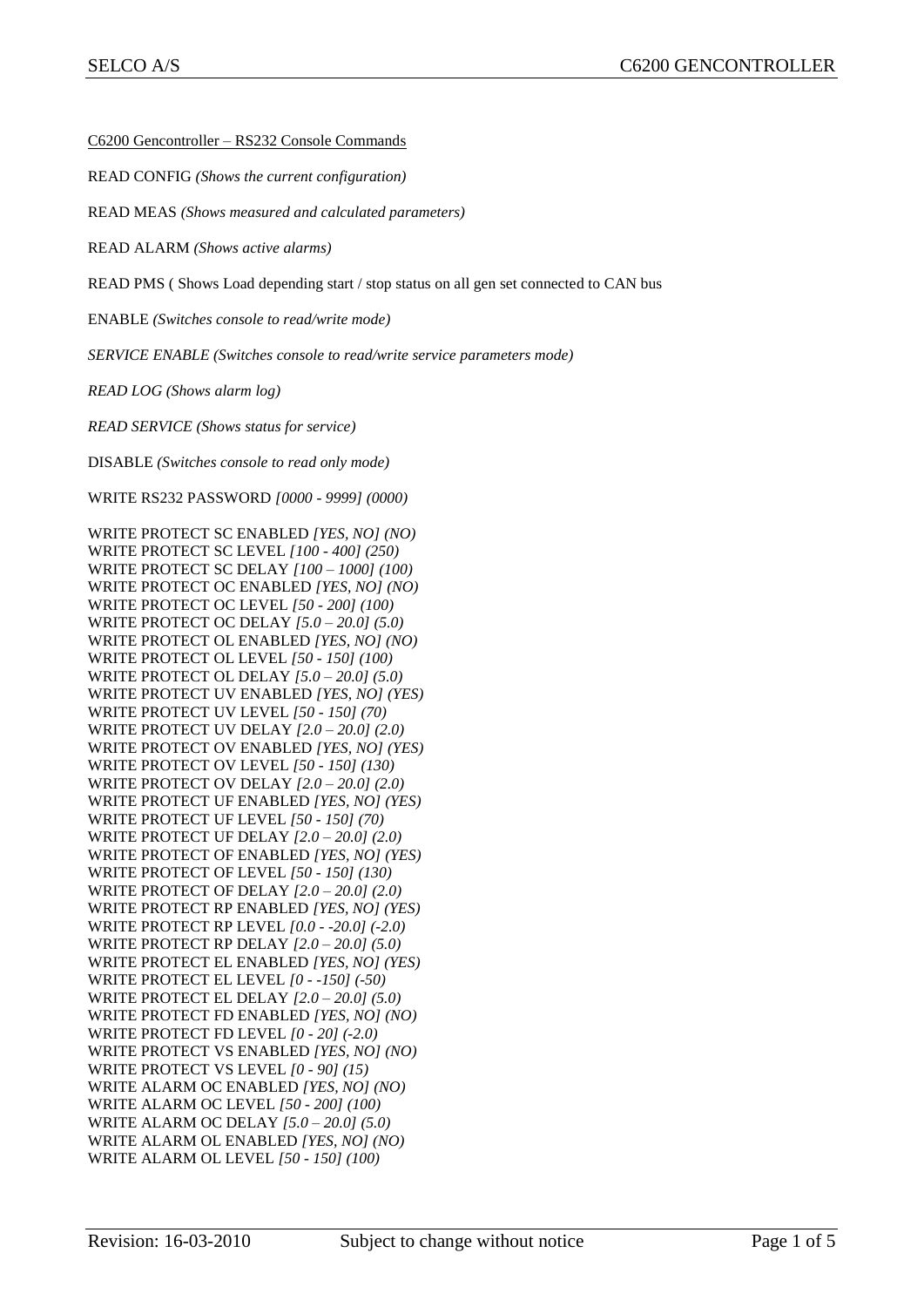C6200 Gencontroller – RS232 Console Commands

READ CONFIG *(Shows the current configuration)*

READ MEAS *(Shows measured and calculated parameters)*

READ ALARM *(Shows active alarms)*

READ PMS ( Shows Load depending start / stop status on all gen set connected to CAN bus

ENABLE *(Switches console to read/write mode)*

*SERVICE ENABLE (Switches console to read/write service parameters mode)*

*READ LOG (Shows alarm log)*

*READ SERVICE (Shows status for service)*

DISABLE *(Switches console to read only mode)*

WRITE RS232 PASSWORD *[0000 - 9999] (0000)*

WRITE PROTECT SC ENABLED *[YES, NO] (NO)*
WRITE PROTECT SC LEVEL *[100 - 400] (250)*
WRITE PROTECT SC DELAY *[100 – 1000] (100)*
WRITE PROTECT OC ENABLED *[YES, NO] (NO)*
WRITE PROTECT OC LEVEL *[50 - 200] (100)*
WRITE PROTECT OC DELAY *[5.0 – 20.0] (5.0)*
WRITE PROTECT OL ENABLED *[YES, NO] (NO)*
WRITE PROTECT OL LEVEL *[50 - 150] (100)*
WRITE PROTECT OL DELAY *[5.0 – 20.0] (5.0)*
WRITE PROTECT UV ENABLED *[YES, NO] (YES)*
WRITE PROTECT UV LEVEL *[50 - 150] (70)*
WRITE PROTECT UV DELAY *[2.0 – 20.0] (2.0)*
WRITE PROTECT OV ENABLED *[YES, NO] (YES)*
WRITE PROTECT OV LEVEL *[50 - 150] (130)*
WRITE PROTECT OV DELAY *[2.0 – 20.0] (2.0)*
WRITE PROTECT UF ENABLED *[YES, NO] (YES)*
WRITE PROTECT UF LEVEL *[50 - 150] (70)*
WRITE PROTECT UF DELAY *[2.0 – 20.0] (2.0)*
WRITE PROTECT OF ENABLED *[YES, NO] (YES)*
WRITE PROTECT OF LEVEL *[50 - 150] (130)*
WRITE PROTECT OF DELAY *[2.0 – 20.0] (2.0)*
WRITE PROTECT RP ENABLED *[YES, NO] (YES)*
WRITE PROTECT RP LEVEL *[0.0 - -20.0] (-2.0)*
WRITE PROTECT RP DELAY *[2.0 – 20.0] (5.0)*
WRITE PROTECT EL ENABLED *[YES, NO] (YES)*
WRITE PROTECT EL LEVEL *[0 - -150] (-50)*
WRITE PROTECT EL DELAY *[2.0 – 20.0] (5.0)*
WRITE PROTECT FD ENABLED *[YES, NO] (NO)*
WRITE PROTECT FD LEVEL *[0 - 20] (-2.0)*
WRITE PROTECT VS ENABLED *[YES, NO] (NO)*
WRITE PROTECT VS LEVEL *[0 - 90] (15)*
WRITE ALARM OC ENABLED *[YES, NO] (NO)*
WRITE ALARM OC LEVEL *[50 - 200] (100)*
WRITE ALARM OC DELAY *[5.0 – 20.0] (5.0)*
WRITE ALARM OL ENABLED *[YES, NO] (NO)*
WRITE ALARM OL LEVEL *[50 - 150] (100)*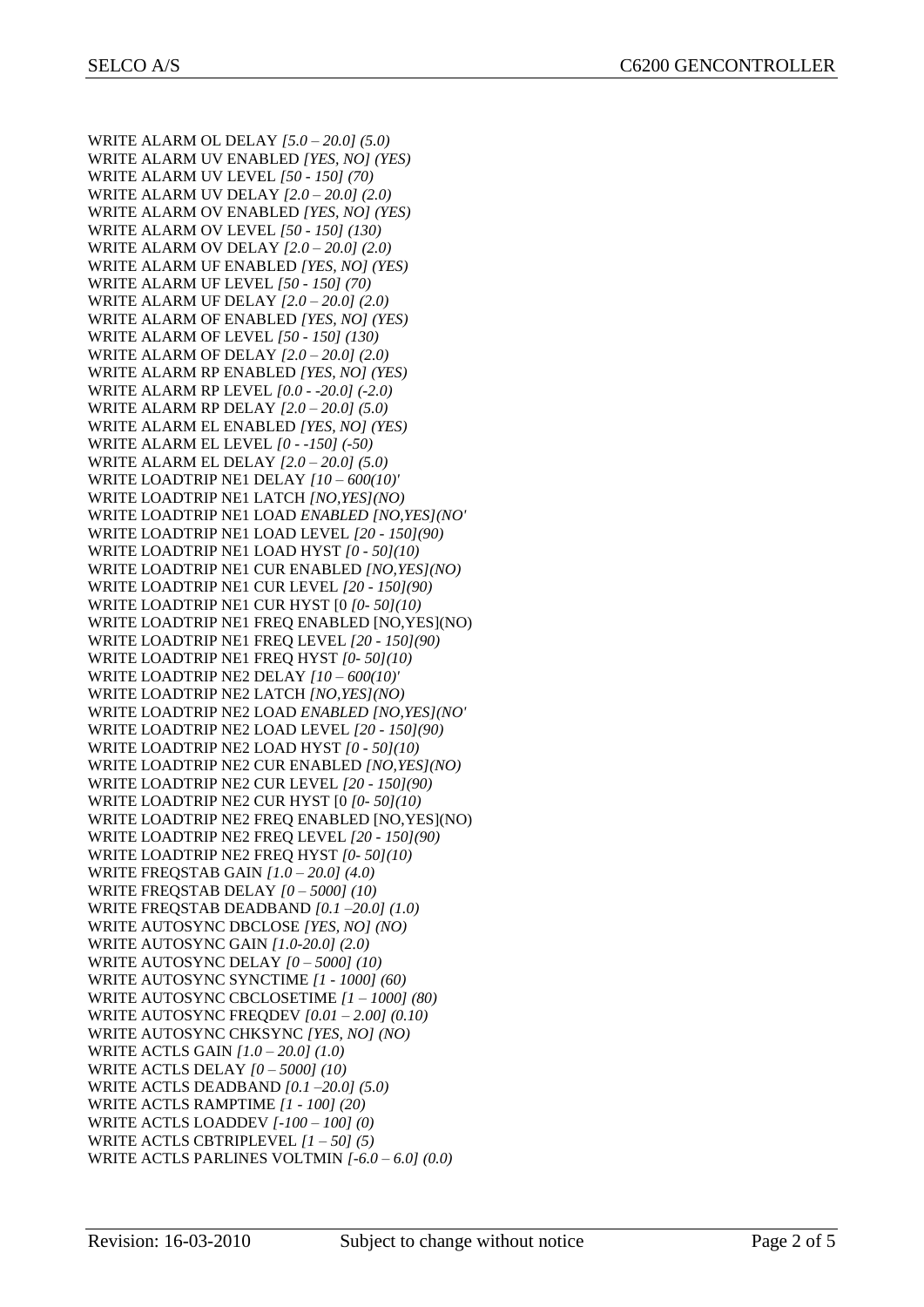WRITE ALARM OL DELAY *[5.0 – 20.0] (5.0)*
WRITE ALARM UV ENABLED *[YES, NO] (YES)*
WRITE ALARM UV LEVEL *[50 - 150] (70)*
WRITE ALARM UV DELAY *[2.0 – 20.0] (2.0)*
WRITE ALARM OV ENABLED *[YES, NO] (YES)*
WRITE ALARM OV LEVEL *[50 - 150] (130)*
WRITE ALARM OV DELAY *[2.0 – 20.0] (2.0)*
WRITE ALARM UF ENABLED *[YES, NO] (YES)*
WRITE ALARM UF LEVEL *[50 - 150] (70)*
WRITE ALARM UF DELAY *[2.0 – 20.0] (2.0)*
WRITE ALARM OF ENABLED *[YES, NO] (YES)*
WRITE ALARM OF LEVEL *[50 - 150] (130)*
WRITE ALARM OF DELAY *[2.0 – 20.0] (2.0)*
WRITE ALARM RP ENABLED *[YES, NO] (YES)*
WRITE ALARM RP LEVEL *[0.0 - -20.0] (-2.0)*
WRITE ALARM RP DELAY *[2.0 – 20.0] (5.0)*
WRITE ALARM EL ENABLED *[YES, NO] (YES)*
WRITE ALARM EL LEVEL *[0 - -150] (-50)*
WRITE ALARM EL DELAY *[2.0 – 20.0] (5.0)*
WRITE LOADTRIP NE1 DELAY *[10 – 600(10)'*
WRITE LOADTRIP NE1 LATCH *[NO,YES](NO)*
WRITE LOADTRIP NE1 LOAD *ENABLED [NO,YES](NO'*
WRITE LOADTRIP NE1 LOAD LEVEL *[20 - 150](90)*
WRITE LOADTRIP NE1 LOAD HYST *[0 - 50](10)*
WRITE LOADTRIP NE1 CUR ENABLED *[NO,YES](NO)*
WRITE LOADTRIP NE1 CUR LEVEL *[20 - 150](90)*
WRITE LOADTRIP NE1 CUR HYST [0 *[0- 50](10)*
WRITE LOADTRIP NE1 FREQ ENABLED [NO,YES](NO)
WRITE LOADTRIP NE1 FREQ LEVEL *[20 - 150](90)*
WRITE LOADTRIP NE1 FREQ HYST *[0- 50](10)*
WRITE LOADTRIP NE2 DELAY *[10 – 600(10)'*
WRITE LOADTRIP NE2 LATCH *[NO,YES](NO)*
WRITE LOADTRIP NE2 LOAD *ENABLED [NO,YES](NO'*
WRITE LOADTRIP NE2 LOAD LEVEL *[20 - 150](90)*
WRITE LOADTRIP NE2 LOAD HYST *[0 - 50](10)*
WRITE LOADTRIP NE2 CUR ENABLED *[NO,YES](NO)*
WRITE LOADTRIP NE2 CUR LEVEL *[20 - 150](90)*
WRITE LOADTRIP NE2 CUR HYST [0 *[0- 50](10)*
WRITE LOADTRIP NE2 FREQ ENABLED [NO,YES](NO)
WRITE LOADTRIP NE2 FREQ LEVEL *[20 - 150](90)*
WRITE LOADTRIP NE2 FREQ HYST *[0- 50](10)*
WRITE FREQSTAB GAIN *[1.0 – 20.0] (4.0)*
WRITE FREQSTAB DELAY *[0 – 5000] (10)*
WRITE FREQSTAB DEADBAND *[0.1 –20.0] (1.0)*
WRITE AUTOSYNC DBCLOSE *[YES, NO] (NO)*
WRITE AUTOSYNC GAIN *[1.0-20.0] (2.0)*
WRITE AUTOSYNC DELAY *[0 – 5000] (10)*
WRITE AUTOSYNC SYNCTIME *[1 - 1000] (60)*
WRITE AUTOSYNC CBCLOSETIME *[1 – 1000] (80)*
WRITE AUTOSYNC FREQDEV *[0.01 – 2.00] (0.10)*
WRITE AUTOSYNC CHKSYNC *[YES, NO] (NO)*
WRITE ACTLS GAIN *[1.0 – 20.0] (1.0)*
WRITE ACTLS DELAY *[0 – 5000] (10)*
WRITE ACTLS DEADBAND *[0.1 –20.0] (5.0)*
WRITE ACTLS RAMPTIME *[1 - 100] (20)*
WRITE ACTLS LOADDEV *[-100 – 100] (0)*
WRITE ACTLS CBTRIPLEVEL *[1 – 50] (5)*
WRITE ACTLS PARLINES VOLTMIN *[-6.0 – 6.0] (0.0)*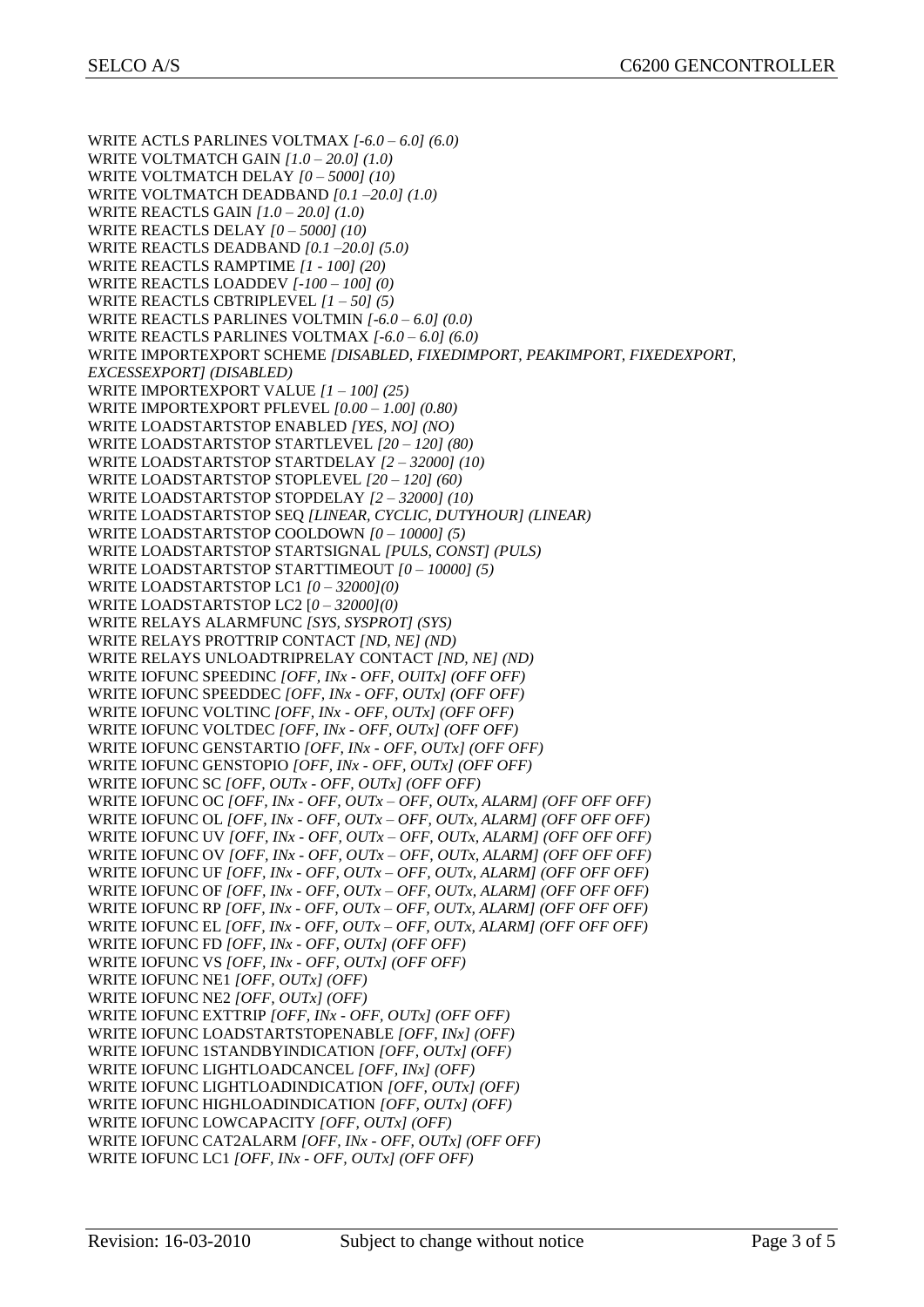WRITE ACTLS PARLINES VOLTMAX *[-6.0 – 6.0] (6.0)*
WRITE VOLTMATCH GAIN *[1.0 – 20.0] (1.0)*
WRITE VOLTMATCH DELAY *[0 – 5000] (10)*
WRITE VOLTMATCH DEADBAND *[0.1 –20.0] (1.0)*
WRITE REACTLS GAIN *[1.0 – 20.0] (1.0)*
WRITE REACTLS DELAY *[0 – 5000] (10)*
WRITE REACTLS DEADBAND *[0.1 –20.0] (5.0)*
WRITE REACTLS RAMPTIME *[1 - 100] (20)*
WRITE REACTLS LOADDEV *[-100 – 100] (0)*
WRITE REACTLS CBTRIPLEVEL *[1 – 50] (5)*
WRITE REACTLS PARLINES VOLTMIN *[-6.0 – 6.0] (0.0)*
WRITE REACTLS PARLINES VOLTMAX *[-6.0 – 6.0] (6.0)*
WRITE IMPORTEXPORT SCHEME *[DISABLED, FIXEDIMPORT, PEAKIMPORT, FIXEDEXPORT, EXCESSEXPORT] (DISABLED)*
WRITE IMPORTEXPORT VALUE *[1 – 100] (25)*
WRITE IMPORTEXPORT PFLEVEL *[0.00 – 1.00] (0.80)*
WRITE LOADSTARTSTOP ENABLED *[YES, NO] (NO)*
WRITE LOADSTARTSTOP STARTLEVEL *[20 – 120] (80)*
WRITE LOADSTARTSTOP STARTDELAY *[2 – 32000] (10)*
WRITE LOADSTARTSTOP STOPLEVEL *[20 – 120] (60)*
WRITE LOADSTARTSTOP STOPDELAY *[2 – 32000] (10)*
WRITE LOADSTARTSTOP SEQ *[LINEAR, CYCLIC, DUTYHOUR] (LINEAR)*
WRITE LOADSTARTSTOP COOLDOWN *[0 – 10000] (5)*
WRITE LOADSTARTSTOP STARTSIGNAL *[PULS, CONST] (PULS)*
WRITE LOADSTARTSTOP STARTTIMEOUT *[0 – 10000] (5)*
WRITE LOADSTARTSTOP LC1 *[0 – 32000](0)*
WRITE LOADSTARTSTOP LC2 [*0 – 32000](0)*
WRITE RELAYS ALARMFUNC *[SYS, SYSPROT] (SYS)*
WRITE RELAYS PROTTRIP CONTACT *[ND, NE] (ND)*
WRITE RELAYS UNLOADTRIPRELAY CONTACT *[ND, NE] (ND)*
WRITE IOFUNC SPEEDINC *[OFF, INx - OFF, OUITx] (OFF OFF)*
WRITE IOFUNC SPEEDDEC *[OFF, INx - OFF, OUTx] (OFF OFF)*
WRITE IOFUNC VOLTINC *[OFF, INx - OFF, OUTx] (OFF OFF)*
WRITE IOFUNC VOLTDEC *[OFF, INx - OFF, OUTx] (OFF OFF)*
WRITE IOFUNC GENSTARTIO *[OFF, INx - OFF, OUTx] (OFF OFF)*
WRITE IOFUNC GENSTOPIO *[OFF, INx - OFF, OUTx] (OFF OFF)*
WRITE IOFUNC SC *[OFF, OUTx - OFF, OUTx] (OFF OFF)*
WRITE IOFUNC OC *[OFF, INx - OFF, OUTx – OFF, OUTx, ALARM] (OFF OFF OFF)*
WRITE IOFUNC OL *[OFF, INx - OFF, OUTx – OFF, OUTx, ALARM] (OFF OFF OFF)*
WRITE IOFUNC UV *[OFF, INx - OFF, OUTx – OFF, OUTx, ALARM] (OFF OFF OFF)*
WRITE IOFUNC OV *[OFF, INx - OFF, OUTx – OFF, OUTx, ALARM] (OFF OFF OFF)*
WRITE IOFUNC UF *[OFF, INx - OFF, OUTx – OFF, OUTx, ALARM] (OFF OFF OFF)*
WRITE IOFUNC OF *[OFF, INx - OFF, OUTx – OFF, OUTx, ALARM] (OFF OFF OFF)*
WRITE IOFUNC RP *[OFF, INx - OFF, OUTx – OFF, OUTx, ALARM] (OFF OFF OFF)*
WRITE IOFUNC EL *[OFF, INx - OFF, OUTx – OFF, OUTx, ALARM] (OFF OFF OFF)*
WRITE IOFUNC FD *[OFF, INx - OFF, OUTx] (OFF OFF)*
WRITE IOFUNC VS *[OFF, INx - OFF, OUTx] (OFF OFF)*
WRITE IOFUNC NE1 *[OFF, OUTx] (OFF)*
WRITE IOFUNC NE2 *[OFF, OUTx] (OFF)*
WRITE IOFUNC EXTTRIP *[OFF, INx - OFF, OUTx] (OFF OFF)*
WRITE IOFUNC LOADSTARTSTOPENABLE *[OFF, INx] (OFF)*
WRITE IOFUNC 1STANDBYINDICATION *[OFF, OUTx] (OFF)*
WRITE IOFUNC LIGHTLOADCANCEL *[OFF, INx] (OFF)*
WRITE IOFUNC LIGHTLOADINDICATION *[OFF, OUTx] (OFF)*
WRITE IOFUNC HIGHLOADINDICATION *[OFF, OUTx] (OFF)*
WRITE IOFUNC LOWCAPACITY *[OFF, OUTx] (OFF)*
WRITE IOFUNC CAT2ALARM *[OFF, INx - OFF, OUTx] (OFF OFF)*
WRITE IOFUNC LC1 *[OFF, INx - OFF, OUTx] (OFF OFF)*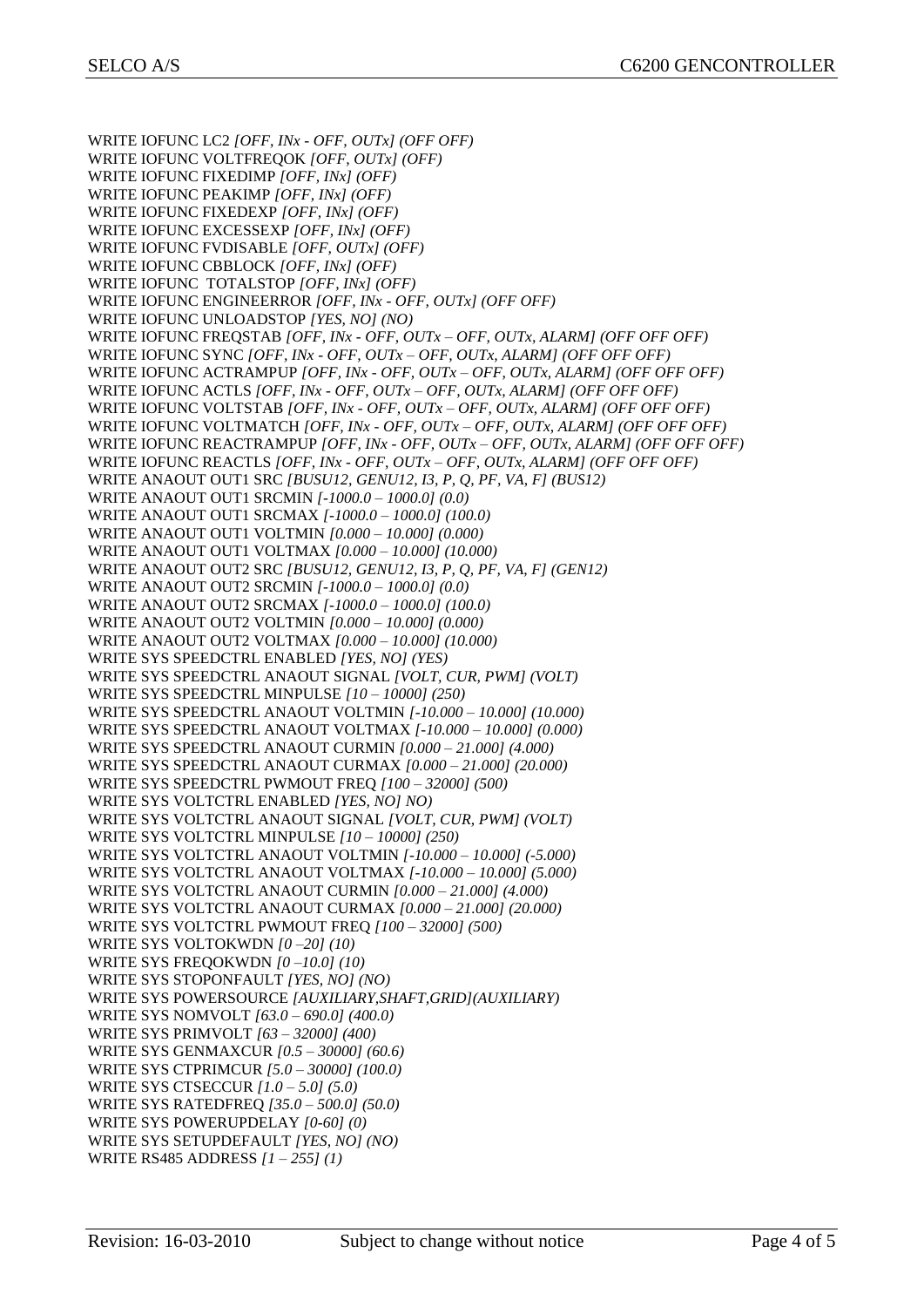WRITE IOFUNC LC2 *[OFF, INx - OFF, OUTx] (OFF OFF)*
WRITE IOFUNC VOLTFREQOK *[OFF, OUTx] (OFF)*
WRITE IOFUNC FIXEDIMP *[OFF, INx] (OFF)*
WRITE IOFUNC PEAKIMP *[OFF, INx] (OFF)*
WRITE IOFUNC FIXEDEXP *[OFF, INx] (OFF)*
WRITE IOFUNC EXCESSEXP *[OFF, INx] (OFF)*
WRITE IOFUNC FVDISABLE *[OFF, OUTx] (OFF)*
WRITE IOFUNC CBBLOCK *[OFF, INx] (OFF)*
WRITE IOFUNC  TOTALSTOP *[OFF, INx] (OFF)*
WRITE IOFUNC ENGINEERROR *[OFF, INx - OFF, OUTx] (OFF OFF)*
WRITE IOFUNC UNLOADSTOP *[YES, NO] (NO)*
WRITE IOFUNC FREQSTAB *[OFF, INx - OFF, OUTx – OFF, OUTx, ALARM] (OFF OFF OFF)*
WRITE IOFUNC SYNC *[OFF, INx - OFF, OUTx – OFF, OUTx, ALARM] (OFF OFF OFF)*
WRITE IOFUNC ACTRAMPUP *[OFF, INx - OFF, OUTx – OFF, OUTx, ALARM] (OFF OFF OFF)*
WRITE IOFUNC ACTLS *[OFF, INx - OFF, OUTx – OFF, OUTx, ALARM] (OFF OFF OFF)*
WRITE IOFUNC VOLTSTAB *[OFF, INx - OFF, OUTx – OFF, OUTx, ALARM] (OFF OFF OFF)*
WRITE IOFUNC VOLTMATCH *[OFF, INx - OFF, OUTx – OFF, OUTx, ALARM] (OFF OFF OFF)*
WRITE IOFUNC REACTRAMPUP *[OFF, INx - OFF, OUTx – OFF, OUTx, ALARM] (OFF OFF OFF)*
WRITE IOFUNC REACTLS *[OFF, INx - OFF, OUTx – OFF, OUTx, ALARM] (OFF OFF OFF)*
WRITE ANAOUT OUT1 SRC *[BUSU12, GENU12, I3, P, Q, PF, VA, F] (BUS12)*
WRITE ANAOUT OUT1 SRCMIN *[-1000.0 – 1000.0] (0.0)*
WRITE ANAOUT OUT1 SRCMAX *[-1000.0 – 1000.0] (100.0)*
WRITE ANAOUT OUT1 VOLTMIN *[0.000 – 10.000] (0.000)*
WRITE ANAOUT OUT1 VOLTMAX *[0.000 – 10.000] (10.000)*
WRITE ANAOUT OUT2 SRC *[BUSU12, GENU12, I3, P, Q, PF, VA, F] (GEN12)*
WRITE ANAOUT OUT2 SRCMIN *[-1000.0 – 1000.0] (0.0)*
WRITE ANAOUT OUT2 SRCMAX *[-1000.0 – 1000.0] (100.0)*
WRITE ANAOUT OUT2 VOLTMIN *[0.000 – 10.000] (0.000)*
WRITE ANAOUT OUT2 VOLTMAX *[0.000 – 10.000] (10.000)*
WRITE SYS SPEEDCTRL ENABLED *[YES, NO] (YES)*
WRITE SYS SPEEDCTRL ANAOUT SIGNAL *[VOLT, CUR, PWM] (VOLT)*
WRITE SYS SPEEDCTRL MINPULSE *[10 – 10000] (250)*
WRITE SYS SPEEDCTRL ANAOUT VOLTMIN *[-10.000 – 10.000] (10.000)*
WRITE SYS SPEEDCTRL ANAOUT VOLTMAX *[-10.000 – 10.000] (0.000)*
WRITE SYS SPEEDCTRL ANAOUT CURMIN *[0.000 – 21.000] (4.000)*
WRITE SYS SPEEDCTRL ANAOUT CURMAX *[0.000 – 21.000] (20.000)*
WRITE SYS SPEEDCTRL PWMOUT FREQ *[100 – 32000] (500)*
WRITE SYS VOLTCTRL ENABLED *[YES, NO] NO)*
WRITE SYS VOLTCTRL ANAOUT SIGNAL *[VOLT, CUR, PWM] (VOLT)*
WRITE SYS VOLTCTRL MINPULSE *[10 – 10000] (250)*
WRITE SYS VOLTCTRL ANAOUT VOLTMIN *[-10.000 – 10.000] (-5.000)*
WRITE SYS VOLTCTRL ANAOUT VOLTMAX *[-10.000 – 10.000] (5.000)*
WRITE SYS VOLTCTRL ANAOUT CURMIN *[0.000 – 21.000] (4.000)*
WRITE SYS VOLTCTRL ANAOUT CURMAX *[0.000 – 21.000] (20.000)*
WRITE SYS VOLTCTRL PWMOUT FREQ *[100 – 32000] (500)*
WRITE SYS VOLTOKWDN *[0 –20] (10)*
WRITE SYS FREQOKWDN *[0 –10.0] (10)*
WRITE SYS STOPONFAULT *[YES, NO] (NO)*
WRITE SYS POWERSOURCE *[AUXILIARY,SHAFT,GRID](AUXILIARY)*
WRITE SYS NOMVOLT *[63.0 – 690.0] (400.0)*
WRITE SYS PRIMVOLT *[63 – 32000] (400)*
WRITE SYS GENMAXCUR *[0.5 – 30000] (60.6)*
WRITE SYS CTPRIMCUR *[5.0 – 30000] (100.0)*
WRITE SYS CTSECCUR *[1.0 – 5.0] (5.0)*
WRITE SYS RATEDFREQ *[35.0 – 500.0] (50.0)*
WRITE SYS POWERUPDELAY *[0-60] (0)*
WRITE SYS SETUPDEFAULT *[YES, NO] (NO)*
WRITE RS485 ADDRESS *[1 – 255] (1)*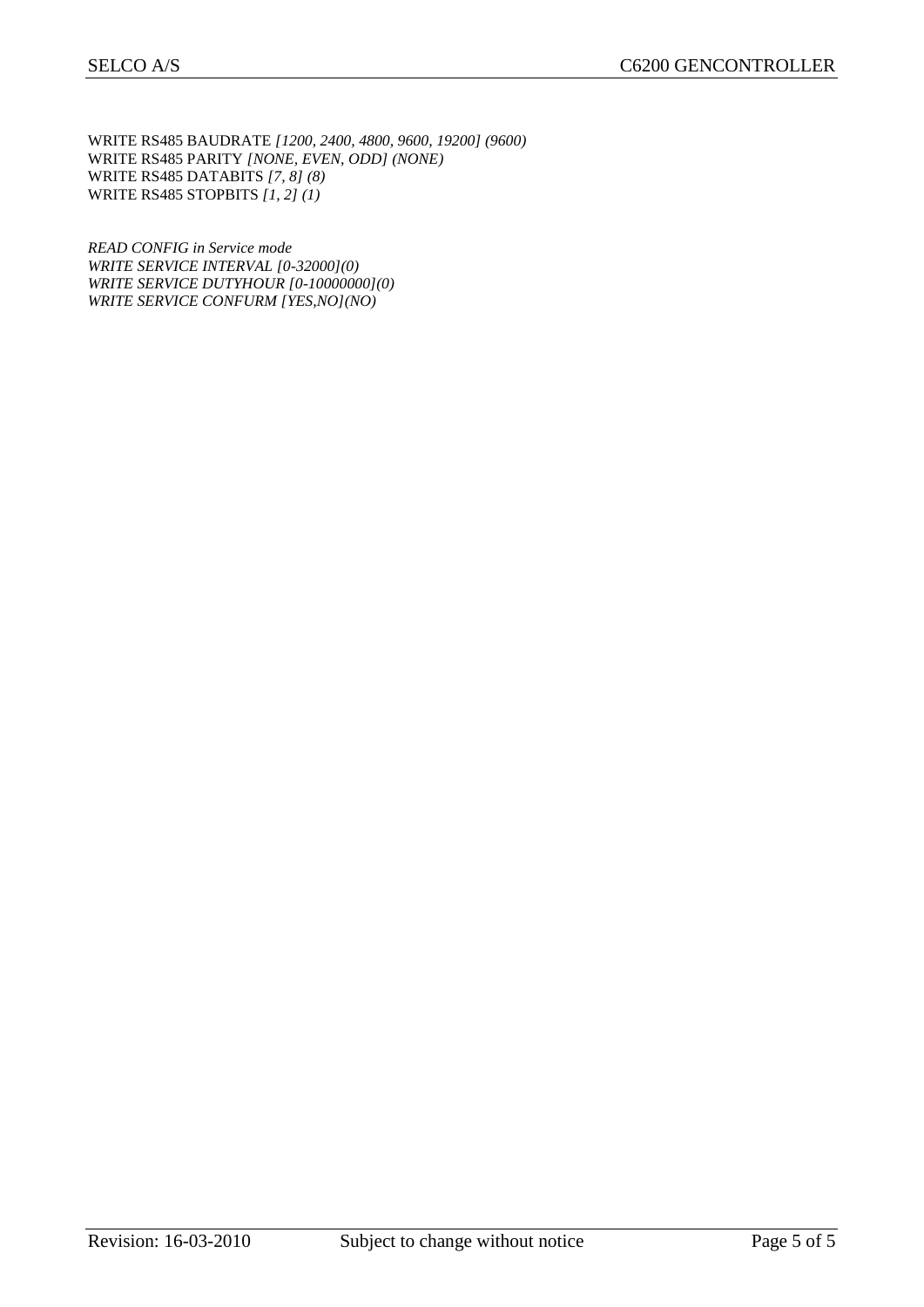WRITE RS485 BAUDRATE *[1200, 2400, 4800, 9600, 19200] (9600)*
WRITE RS485 PARITY *[NONE, EVEN, ODD] (NONE)*
WRITE RS485 DATABITS *[7, 8] (8)*
WRITE RS485 STOPBITS *[1, 2] (1)*

*READ CONFIG in Service mode*
*WRITE SERVICE INTERVAL [0-32000](0)*
*WRITE SERVICE DUTYHOUR [0-10000000](0)*
*WRITE SERVICE CONFURM [YES,NO](NO)*